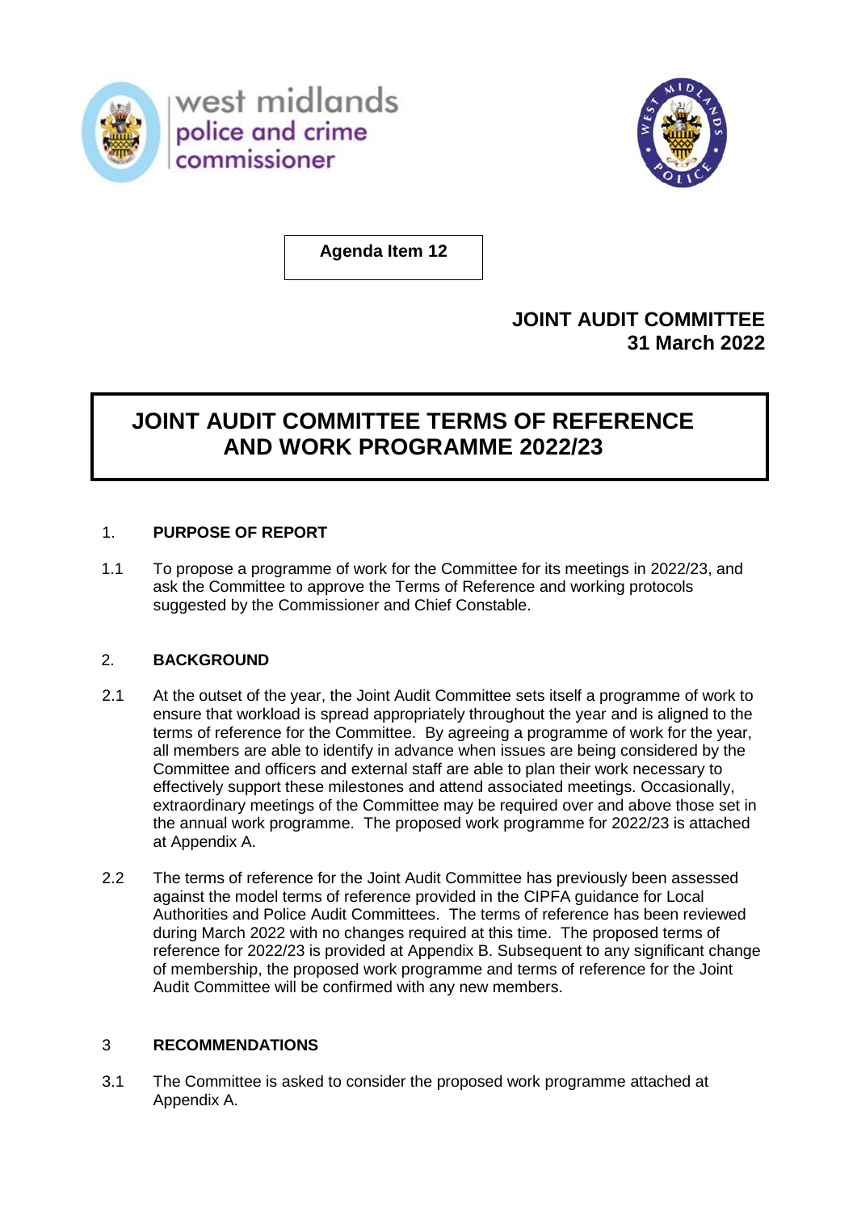west midlands police and crime commissioner

**Agenda Item 12**

**JOINT AUDIT COMMITTEE**
**31 March 2022**

# JOINT AUDIT COMMITTEE TERMS OF REFERENCE AND WORK PROGRAMME 2022/23

## 1. PURPOSE OF REPORT

1.1 To propose a programme of work for the Committee for its meetings in 2022/23, and ask the Committee to approve the Terms of Reference and working protocols suggested by the Commissioner and Chief Constable.

## 2. BACKGROUND

2.1 At the outset of the year, the Joint Audit Committee sets itself a programme of work to ensure that workload is spread appropriately throughout the year and is aligned to the terms of reference for the Committee. By agreeing a programme of work for the year, all members are able to identify in advance when issues are being considered by the Committee and officers and external staff are able to plan their work necessary to effectively support these milestones and attend associated meetings. Occasionally, extraordinary meetings of the Committee may be required over and above those set in the annual work programme. The proposed work programme for 2022/23 is attached at Appendix A.

2.2 The terms of reference for the Joint Audit Committee has previously been assessed against the model terms of reference provided in the CIPFA guidance for Local Authorities and Police Audit Committees. The terms of reference has been reviewed during March 2022 with no changes required at this time. The proposed terms of reference for 2022/23 is provided at Appendix B. Subsequent to any significant change of membership, the proposed work programme and terms of reference for the Joint Audit Committee will be confirmed with any new members.

## 3 RECOMMENDATIONS

3.1 The Committee is asked to consider the proposed work programme attached at Appendix A.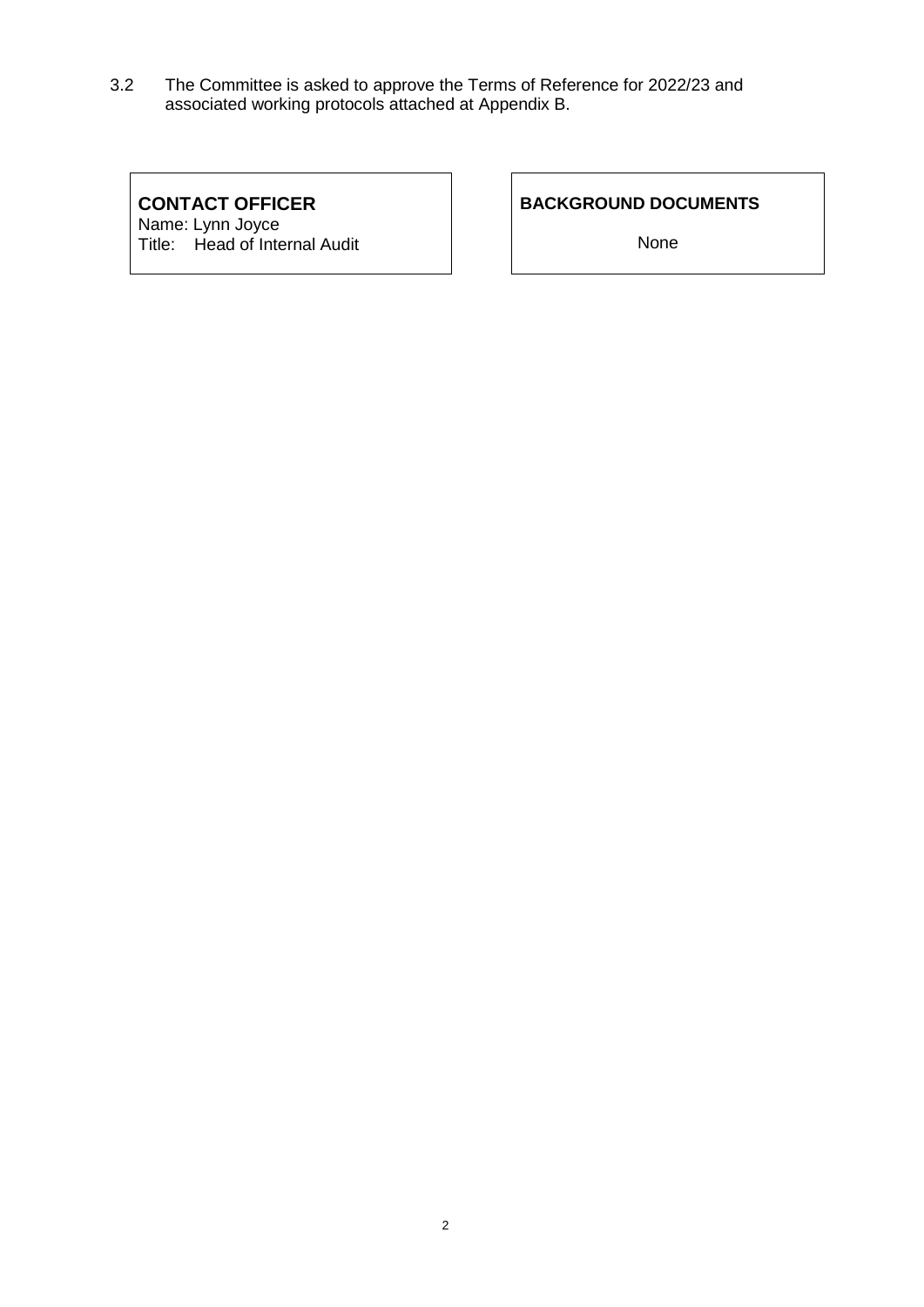3.2 The Committee is asked to approve the Terms of Reference for 2022/23 and associated working protocols attached at Appendix B.

| **CONTACT OFFICER** | **BACKGROUND DOCUMENTS** |
| --- | --- |
| Name: Lynn Joyce<br>Title: Head of Internal Audit | None |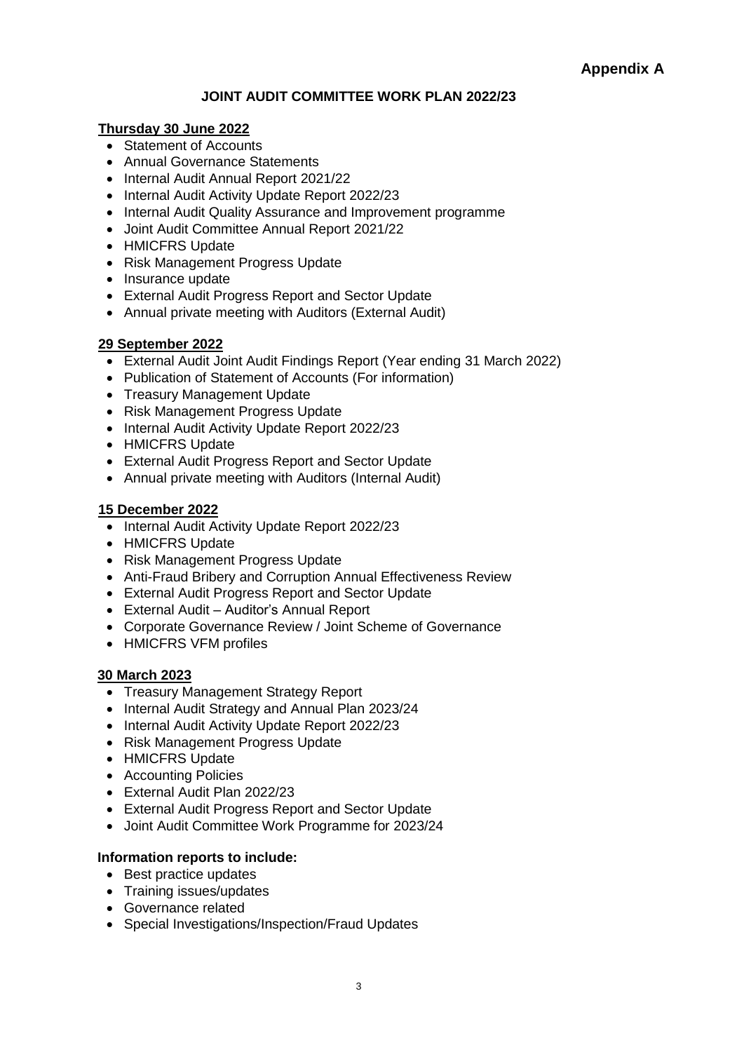**Appendix A**

# JOINT AUDIT COMMITTEE WORK PLAN 2022/23

## Thursday 30 June 2022

- Statement of Accounts
- Annual Governance Statements
- Internal Audit Annual Report 2021/22
- Internal Audit Activity Update Report 2022/23
- Internal Audit Quality Assurance and Improvement programme
- Joint Audit Committee Annual Report 2021/22
- HMICFRS Update
- Risk Management Progress Update
- Insurance update
- External Audit Progress Report and Sector Update
- Annual private meeting with Auditors (External Audit)

## 29 September 2022

- External Audit Joint Audit Findings Report (Year ending 31 March 2022)
- Publication of Statement of Accounts (For information)
- Treasury Management Update
- Risk Management Progress Update
- Internal Audit Activity Update Report 2022/23
- HMICFRS Update
- External Audit Progress Report and Sector Update
- Annual private meeting with Auditors (Internal Audit)

## 15 December 2022

- Internal Audit Activity Update Report 2022/23
- HMICFRS Update
- Risk Management Progress Update
- Anti-Fraud Bribery and Corruption Annual Effectiveness Review
- External Audit Progress Report and Sector Update
- External Audit – Auditor's Annual Report
- Corporate Governance Review / Joint Scheme of Governance
- HMICFRS VFM profiles

## 30 March 2023

- Treasury Management Strategy Report
- Internal Audit Strategy and Annual Plan 2023/24
- Internal Audit Activity Update Report 2022/23
- Risk Management Progress Update
- HMICFRS Update
- Accounting Policies
- External Audit Plan 2022/23
- External Audit Progress Report and Sector Update
- Joint Audit Committee Work Programme for 2023/24

**Information reports to include:**

- Best practice updates
- Training issues/updates
- Governance related
- Special Investigations/Inspection/Fraud Updates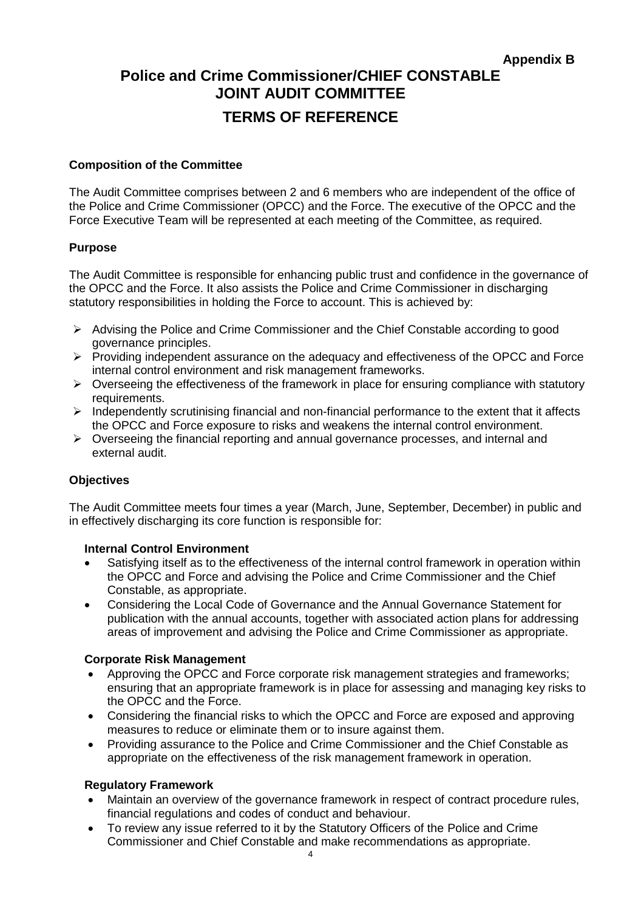**Appendix B**

# Police and Crime Commissioner/CHIEF CONSTABLE JOINT AUDIT COMMITTEE

# TERMS OF REFERENCE

**Composition of the Committee**

The Audit Committee comprises between 2 and 6 members who are independent of the office of the Police and Crime Commissioner (OPCC) and the Force. The executive of the OPCC and the Force Executive Team will be represented at each meeting of the Committee, as required.

**Purpose**

The Audit Committee is responsible for enhancing public trust and confidence in the governance of the OPCC and the Force. It also assists the Police and Crime Commissioner in discharging statutory responsibilities in holding the Force to account. This is achieved by:

- Advising the Police and Crime Commissioner and the Chief Constable according to good governance principles.
- Providing independent assurance on the adequacy and effectiveness of the OPCC and Force internal control environment and risk management frameworks.
- Overseeing the effectiveness of the framework in place for ensuring compliance with statutory requirements.
- Independently scrutinising financial and non-financial performance to the extent that it affects the OPCC and Force exposure to risks and weakens the internal control environment.
- Overseeing the financial reporting and annual governance processes, and internal and external audit.

**Objectives**

The Audit Committee meets four times a year (March, June, September, December) in public and in effectively discharging its core function is responsible for:

**Internal Control Environment**

- Satisfying itself as to the effectiveness of the internal control framework in operation within the OPCC and Force and advising the Police and Crime Commissioner and the Chief Constable, as appropriate.
- Considering the Local Code of Governance and the Annual Governance Statement for publication with the annual accounts, together with associated action plans for addressing areas of improvement and advising the Police and Crime Commissioner as appropriate.

**Corporate Risk Management**

- Approving the OPCC and Force corporate risk management strategies and frameworks; ensuring that an appropriate framework is in place for assessing and managing key risks to the OPCC and the Force.
- Considering the financial risks to which the OPCC and Force are exposed and approving measures to reduce or eliminate them or to insure against them.
- Providing assurance to the Police and Crime Commissioner and the Chief Constable as appropriate on the effectiveness of the risk management framework in operation.

**Regulatory Framework**

- Maintain an overview of the governance framework in respect of contract procedure rules, financial regulations and codes of conduct and behaviour.
- To review any issue referred to it by the Statutory Officers of the Police and Crime Commissioner and Chief Constable and make recommendations as appropriate.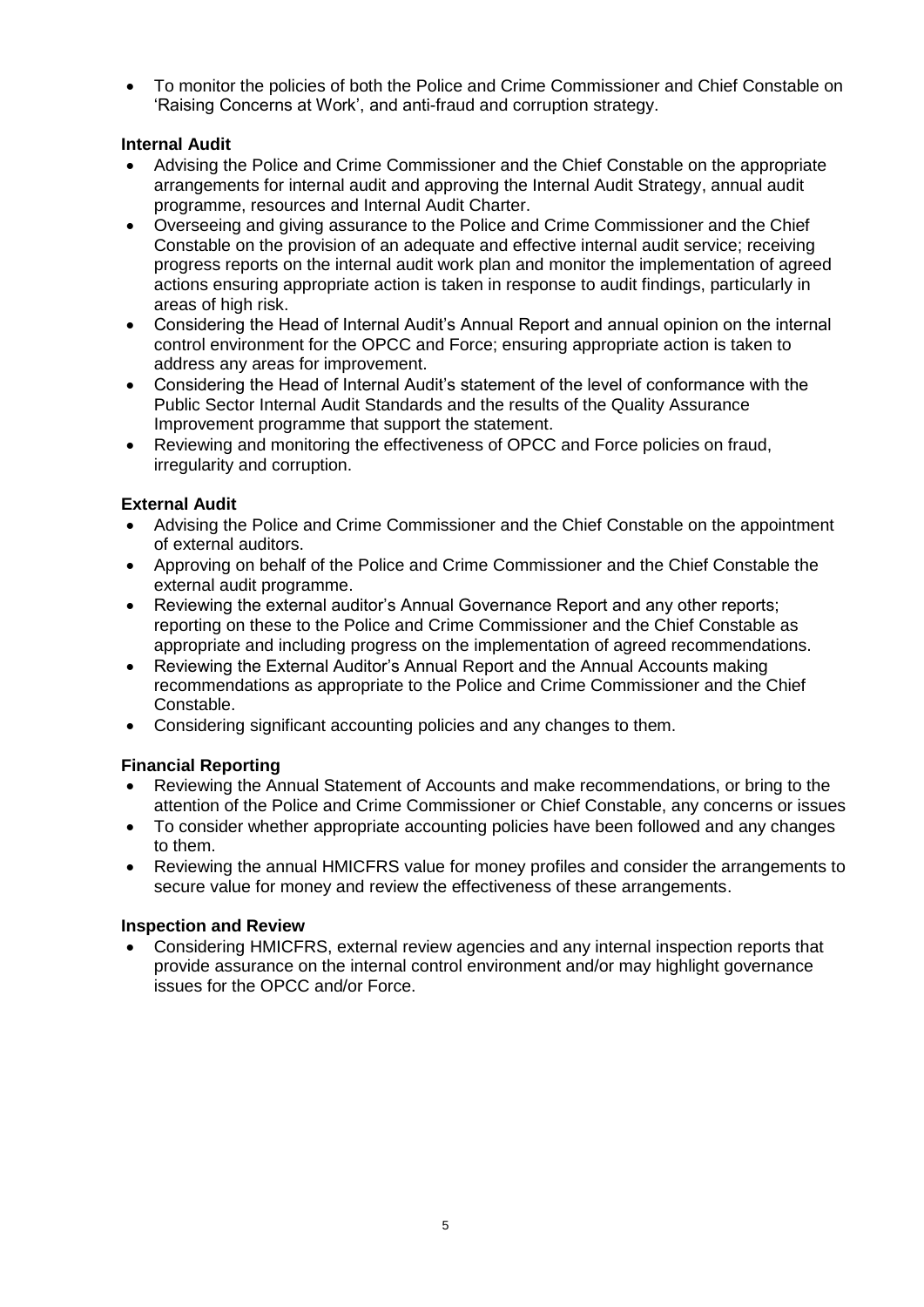- To monitor the policies of both the Police and Crime Commissioner and Chief Constable on 'Raising Concerns at Work', and anti-fraud and corruption strategy.

**Internal Audit**

- Advising the Police and Crime Commissioner and the Chief Constable on the appropriate arrangements for internal audit and approving the Internal Audit Strategy, annual audit programme, resources and Internal Audit Charter.
- Overseeing and giving assurance to the Police and Crime Commissioner and the Chief Constable on the provision of an adequate and effective internal audit service; receiving progress reports on the internal audit work plan and monitor the implementation of agreed actions ensuring appropriate action is taken in response to audit findings, particularly in areas of high risk.
- Considering the Head of Internal Audit's Annual Report and annual opinion on the internal control environment for the OPCC and Force; ensuring appropriate action is taken to address any areas for improvement.
- Considering the Head of Internal Audit's statement of the level of conformance with the Public Sector Internal Audit Standards and the results of the Quality Assurance Improvement programme that support the statement.
- Reviewing and monitoring the effectiveness of OPCC and Force policies on fraud, irregularity and corruption.

**External Audit**

- Advising the Police and Crime Commissioner and the Chief Constable on the appointment of external auditors.
- Approving on behalf of the Police and Crime Commissioner and the Chief Constable the external audit programme.
- Reviewing the external auditor's Annual Governance Report and any other reports; reporting on these to the Police and Crime Commissioner and the Chief Constable as appropriate and including progress on the implementation of agreed recommendations.
- Reviewing the External Auditor's Annual Report and the Annual Accounts making recommendations as appropriate to the Police and Crime Commissioner and the Chief Constable.
- Considering significant accounting policies and any changes to them.

**Financial Reporting**

- Reviewing the Annual Statement of Accounts and make recommendations, or bring to the attention of the Police and Crime Commissioner or Chief Constable, any concerns or issues
- To consider whether appropriate accounting policies have been followed and any changes to them.
- Reviewing the annual HMICFRS value for money profiles and consider the arrangements to secure value for money and review the effectiveness of these arrangements.

**Inspection and Review**

- Considering HMICFRS, external review agencies and any internal inspection reports that provide assurance on the internal control environment and/or may highlight governance issues for the OPCC and/or Force.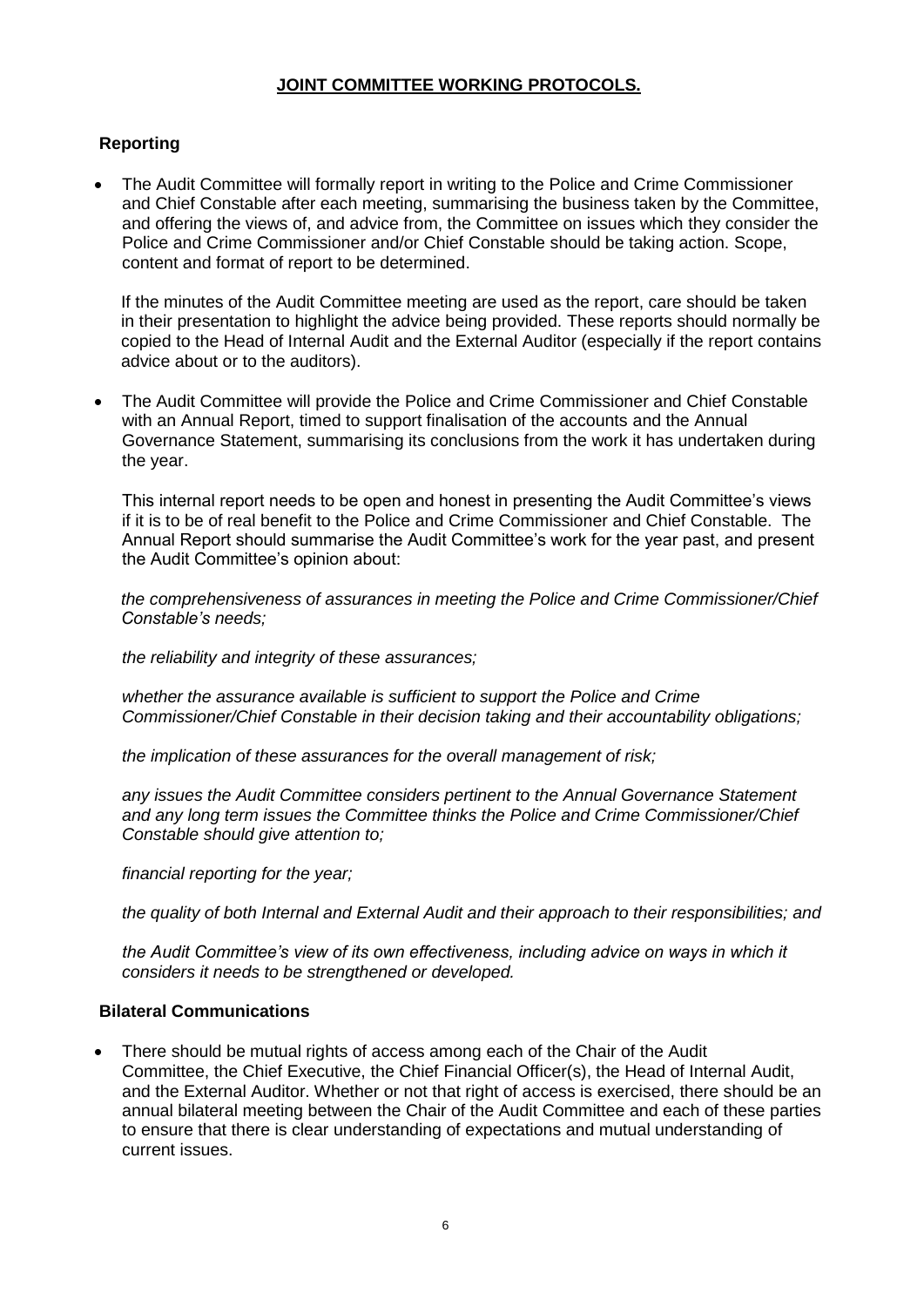# JOINT COMMITTEE WORKING PROTOCOLS.

## Reporting

- The Audit Committee will formally report in writing to the Police and Crime Commissioner and Chief Constable after each meeting, summarising the business taken by the Committee, and offering the views of, and advice from, the Committee on issues which they consider the Police and Crime Commissioner and/or Chief Constable should be taking action. Scope, content and format of report to be determined.

  If the minutes of the Audit Committee meeting are used as the report, care should be taken in their presentation to highlight the advice being provided. These reports should normally be copied to the Head of Internal Audit and the External Auditor (especially if the report contains advice about or to the auditors).

- The Audit Committee will provide the Police and Crime Commissioner and Chief Constable with an Annual Report, timed to support finalisation of the accounts and the Annual Governance Statement, summarising its conclusions from the work it has undertaken during the year.

  This internal report needs to be open and honest in presenting the Audit Committee's views if it is to be of real benefit to the Police and Crime Commissioner and Chief Constable. The Annual Report should summarise the Audit Committee's work for the year past, and present the Audit Committee's opinion about:

  *the comprehensiveness of assurances in meeting the Police and Crime Commissioner/Chief Constable's needs;*

  *the reliability and integrity of these assurances;*

  *whether the assurance available is sufficient to support the Police and Crime Commissioner/Chief Constable in their decision taking and their accountability obligations;*

  *the implication of these assurances for the overall management of risk;*

  *any issues the Audit Committee considers pertinent to the Annual Governance Statement and any long term issues the Committee thinks the Police and Crime Commissioner/Chief Constable should give attention to;*

  *financial reporting for the year;*

  *the quality of both Internal and External Audit and their approach to their responsibilities; and*

  *the Audit Committee's view of its own effectiveness, including advice on ways in which it considers it needs to be strengthened or developed.*

## Bilateral Communications

- There should be mutual rights of access among each of the Chair of the Audit Committee, the Chief Executive, the Chief Financial Officer(s), the Head of Internal Audit, and the External Auditor. Whether or not that right of access is exercised, there should be an annual bilateral meeting between the Chair of the Audit Committee and each of these parties to ensure that there is clear understanding of expectations and mutual understanding of current issues.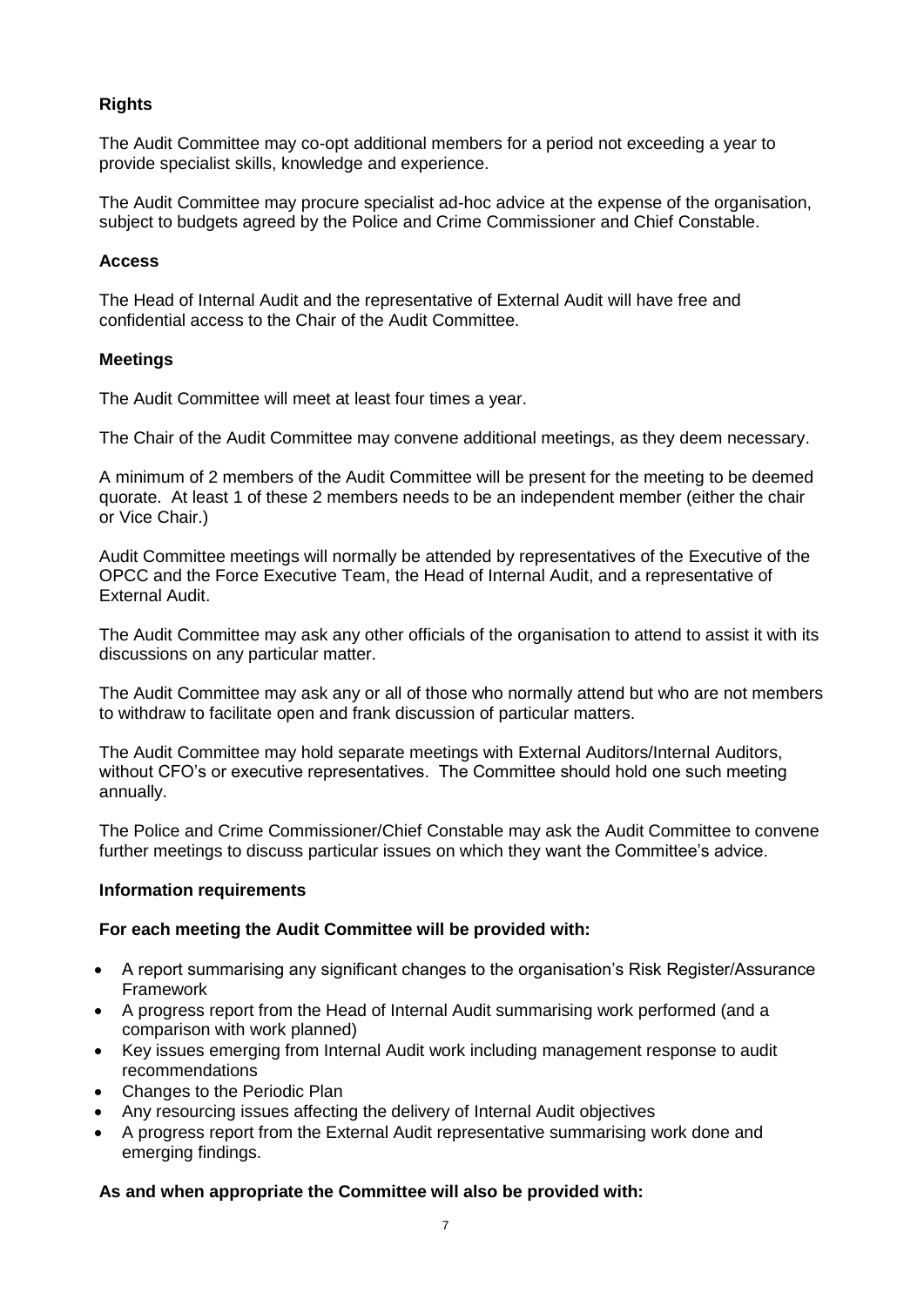**Rights**

The Audit Committee may co-opt additional members for a period not exceeding a year to provide specialist skills, knowledge and experience.

The Audit Committee may procure specialist ad-hoc advice at the expense of the organisation, subject to budgets agreed by the Police and Crime Commissioner and Chief Constable.

**Access**

The Head of Internal Audit and the representative of External Audit will have free and confidential access to the Chair of the Audit Committee.

**Meetings**

The Audit Committee will meet at least four times a year.

The Chair of the Audit Committee may convene additional meetings, as they deem necessary.

A minimum of 2 members of the Audit Committee will be present for the meeting to be deemed quorate. At least 1 of these 2 members needs to be an independent member (either the chair or Vice Chair.)

Audit Committee meetings will normally be attended by representatives of the Executive of the OPCC and the Force Executive Team, the Head of Internal Audit, and a representative of External Audit.

The Audit Committee may ask any other officials of the organisation to attend to assist it with its discussions on any particular matter.

The Audit Committee may ask any or all of those who normally attend but who are not members to withdraw to facilitate open and frank discussion of particular matters.

The Audit Committee may hold separate meetings with External Auditors/Internal Auditors, without CFO's or executive representatives. The Committee should hold one such meeting annually.

The Police and Crime Commissioner/Chief Constable may ask the Audit Committee to convene further meetings to discuss particular issues on which they want the Committee's advice.

**Information requirements**

**For each meeting the Audit Committee will be provided with:**

- A report summarising any significant changes to the organisation's Risk Register/Assurance Framework
- A progress report from the Head of Internal Audit summarising work performed (and a comparison with work planned)
- Key issues emerging from Internal Audit work including management response to audit recommendations
- Changes to the Periodic Plan
- Any resourcing issues affecting the delivery of Internal Audit objectives
- A progress report from the External Audit representative summarising work done and emerging findings.

**As and when appropriate the Committee will also be provided with:**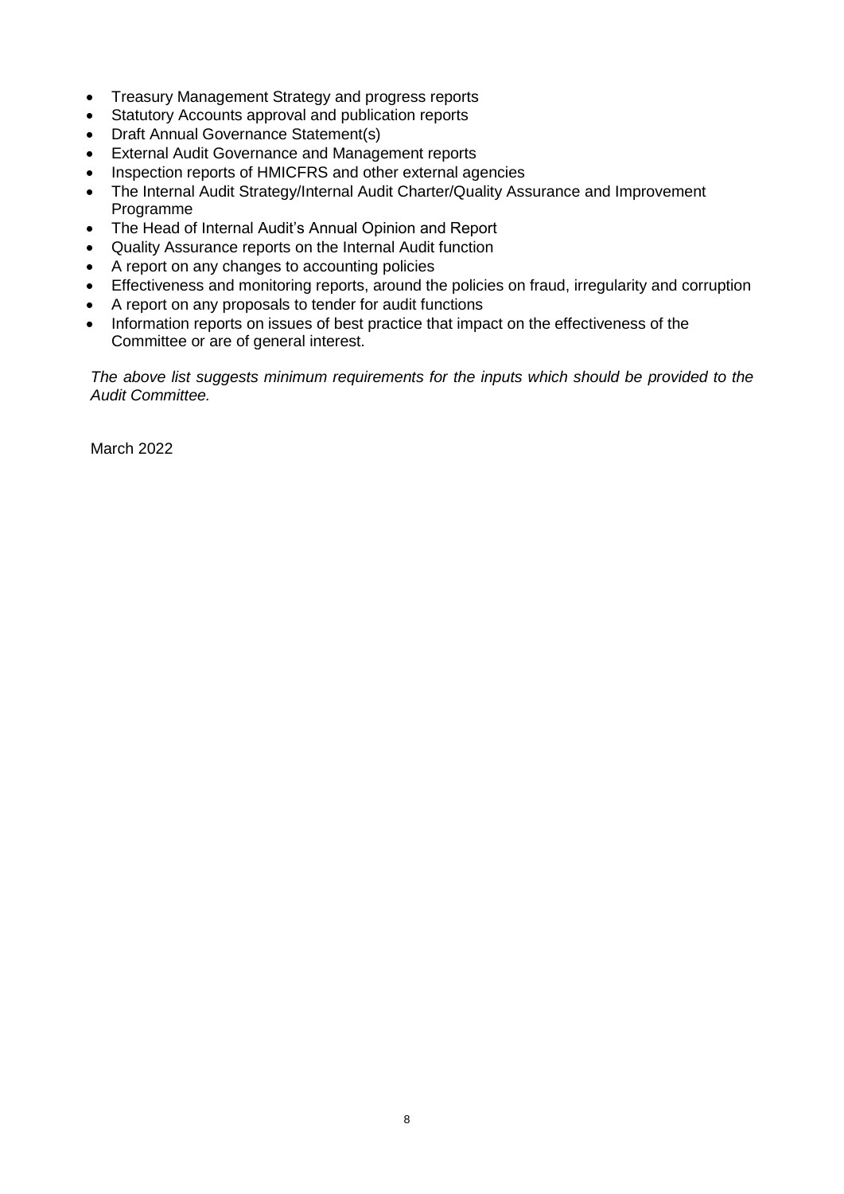- Treasury Management Strategy and progress reports
- Statutory Accounts approval and publication reports
- Draft Annual Governance Statement(s)
- External Audit Governance and Management reports
- Inspection reports of HMICFRS and other external agencies
- The Internal Audit Strategy/Internal Audit Charter/Quality Assurance and Improvement Programme
- The Head of Internal Audit's Annual Opinion and Report
- Quality Assurance reports on the Internal Audit function
- A report on any changes to accounting policies
- Effectiveness and monitoring reports, around the policies on fraud, irregularity and corruption
- A report on any proposals to tender for audit functions
- Information reports on issues of best practice that impact on the effectiveness of the Committee or are of general interest.

*The above list suggests minimum requirements for the inputs which should be provided to the Audit Committee.*

March 2022